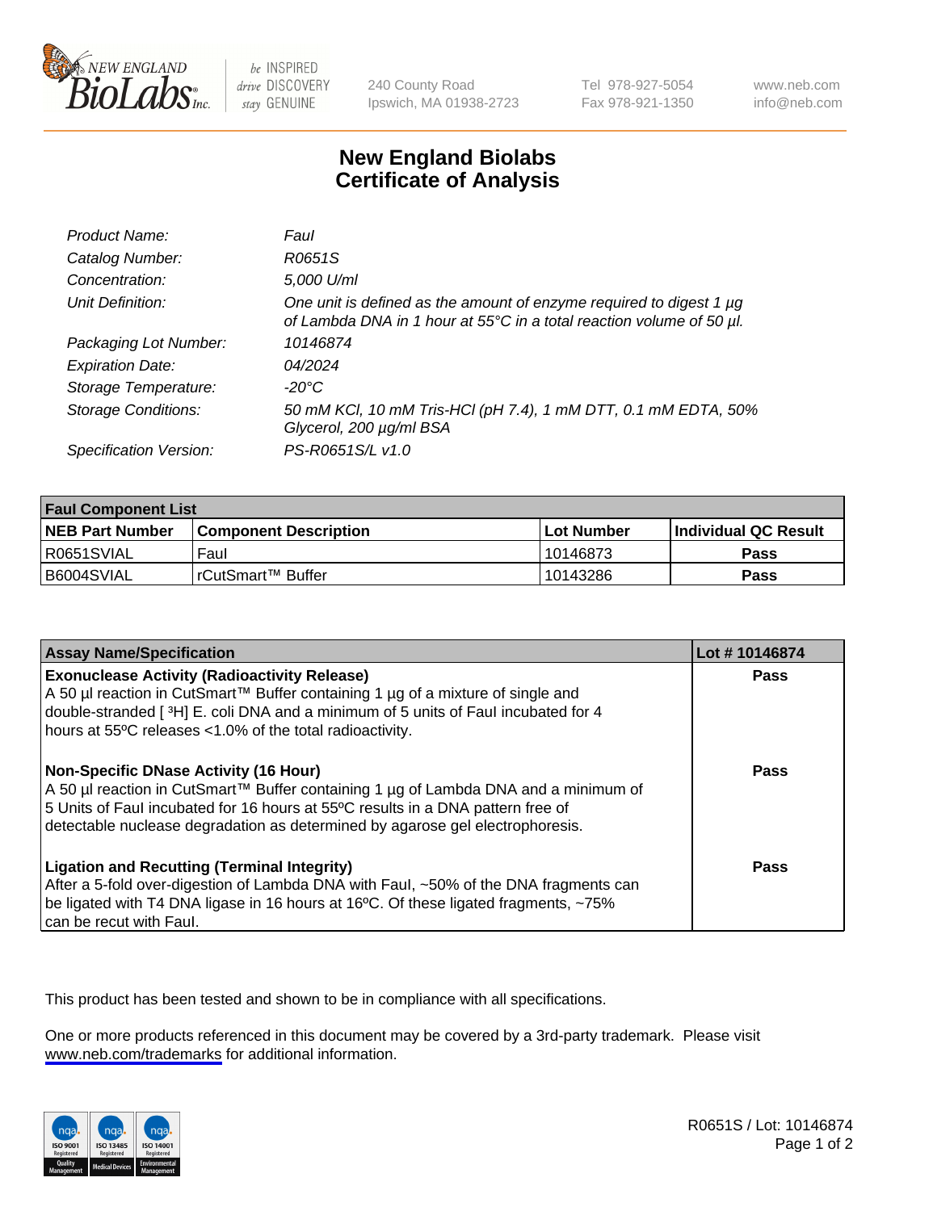# New England Biolabs
## Certificate of Analysis

| | |
|---|---|
| *Product Name:* | *FauI* |
| *Catalog Number:* | *R0651S* |
| *Concentration:* | *5,000 U/ml* |
| *Unit Definition:* | *One unit is defined as the amount of enzyme required to digest 1 µg of Lambda DNA in 1 hour at 55°C in a total reaction volume of 50 µl.* |
| *Packaging Lot Number:* | *10146874* |
| *Expiration Date:* | *04/2024* |
| *Storage Temperature:* | *-20°C* |
| *Storage Conditions:* | *50 mM KCl, 10 mM Tris-HCl (pH 7.4), 1 mM DTT, 0.1 mM EDTA, 50% Glycerol, 200 µg/ml BSA* |
| *Specification Version:* | *PS-R0651S/L v1.0* |

| **FauI Component List** | | | |
|---|---|---|---|
| **NEB Part Number** | **Component Description** | **Lot Number** | **Individual QC Result** |
| R0651SVIAL | FauI | 10146873 | **Pass** |
| B6004SVIAL | rCutSmart™ Buffer | 10143286 | **Pass** |

| **Assay Name/Specification** | **Lot # 10146874** |
|---|---|
| **Exonuclease Activity (Radioactivity Release)**<br>A 50 µl reaction in CutSmart™ Buffer containing 1 µg of a mixture of single and double-stranded [ ³H] E. coli DNA and a minimum of 5 units of FauI incubated for 4 hours at 55ºC releases <1.0% of the total radioactivity. | **Pass** |
| **Non-Specific DNase Activity (16 Hour)**<br>A 50 µl reaction in CutSmart™ Buffer containing 1 µg of Lambda DNA and a minimum of 5 Units of FauI incubated for 16 hours at 55ºC results in a DNA pattern free of detectable nuclease degradation as determined by agarose gel electrophoresis. | **Pass** |
| **Ligation and Recutting (Terminal Integrity)**<br>After a 5-fold over-digestion of Lambda DNA with FauI, ~50% of the DNA fragments can be ligated with T4 DNA ligase in 16 hours at 16ºC. Of these ligated fragments, ~75% can be recut with FauI. | **Pass** |

This product has been tested and shown to be in compliance with all specifications.

One or more products referenced in this document may be covered by a 3rd-party trademark. Please visit www.neb.com/trademarks for additional information.

R0651S / Lot: 10146874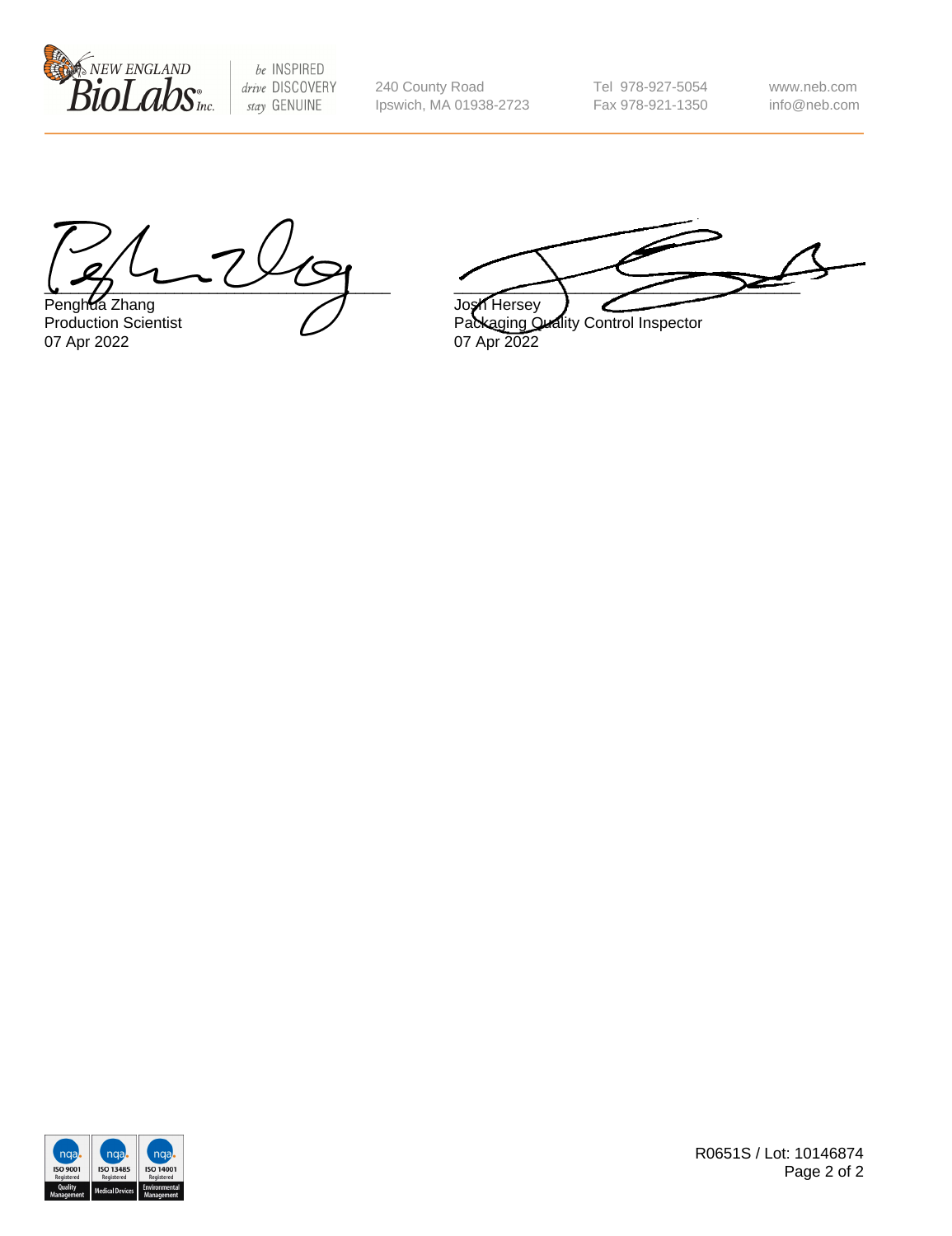240 County Road
Ipswich, MA 01938-2723

Tel 978-927-5054
Fax 978-921-1350

www.neb.com
info@neb.com

Penghua Zhang
Production Scientist
07 Apr 2022

Josh Hersey
Packaging Quality Control Inspector
07 Apr 2022

R0651S / Lot: 10146874